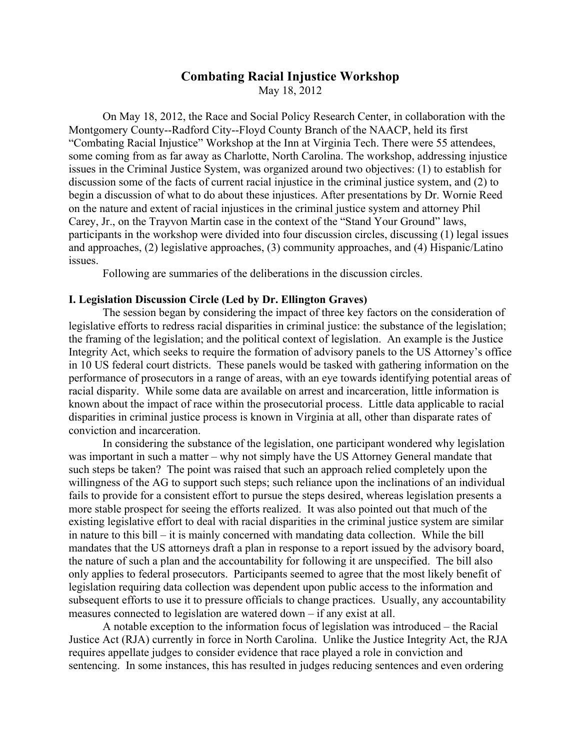# Combating Racial Injustice Workshop

May 18, 2012

On May 18, 2012, the Race and Social Policy Research Center, in collaboration with the Montgomery County--Radford City--Floyd County Branch of the NAACP, held its first "Combating Racial Injustice" Workshop at the Inn at Virginia Tech. There were 55 attendees, some coming from as far away as Charlotte, North Carolina. The workshop, addressing injustice issues in the Criminal Justice System, was organized around two objectives: (1) to establish for discussion some of the facts of current racial injustice in the criminal justice system, and (2) to begin a discussion of what to do about these injustices. After presentations by Dr. Wornie Reed on the nature and extent of racial injustices in the criminal justice system and attorney Phil Carey, Jr., on the Trayvon Martin case in the context of the "Stand Your Ground" laws, participants in the workshop were divided into four discussion circles, discussing (1) legal issues and approaches, (2) legislative approaches, (3) community approaches, and (4) Hispanic/Latino issues.

Following are summaries of the deliberations in the discussion circles.

## I. Legislation Discussion Circle (Led by Dr. Ellington Graves)

The session began by considering the impact of three key factors on the consideration of legislative efforts to redress racial disparities in criminal justice: the substance of the legislation; the framing of the legislation; and the political context of legislation. An example is the Justice Integrity Act, which seeks to require the formation of advisory panels to the US Attorney's office in 10 US federal court districts. These panels would be tasked with gathering information on the performance of prosecutors in a range of areas, with an eye towards identifying potential areas of racial disparity. While some data are available on arrest and incarceration, little information is known about the impact of race within the prosecutorial process. Little data applicable to racial disparities in criminal justice process is known in Virginia at all, other than disparate rates of conviction and incarceration.

In considering the substance of the legislation, one participant wondered why legislation was important in such a matter – why not simply have the US Attorney General mandate that such steps be taken? The point was raised that such an approach relied completely upon the willingness of the AG to support such steps; such reliance upon the inclinations of an individual fails to provide for a consistent effort to pursue the steps desired, whereas legislation presents a more stable prospect for seeing the efforts realized. It was also pointed out that much of the existing legislative effort to deal with racial disparities in the criminal justice system are similar in nature to this bill – it is mainly concerned with mandating data collection. While the bill mandates that the US attorneys draft a plan in response to a report issued by the advisory board, the nature of such a plan and the accountability for following it are unspecified. The bill also only applies to federal prosecutors. Participants seemed to agree that the most likely benefit of legislation requiring data collection was dependent upon public access to the information and subsequent efforts to use it to pressure officials to change practices. Usually, any accountability measures connected to legislation are watered down – if any exist at all.

A notable exception to the information focus of legislation was introduced – the Racial Justice Act (RJA) currently in force in North Carolina. Unlike the Justice Integrity Act, the RJA requires appellate judges to consider evidence that race played a role in conviction and sentencing. In some instances, this has resulted in judges reducing sentences and even ordering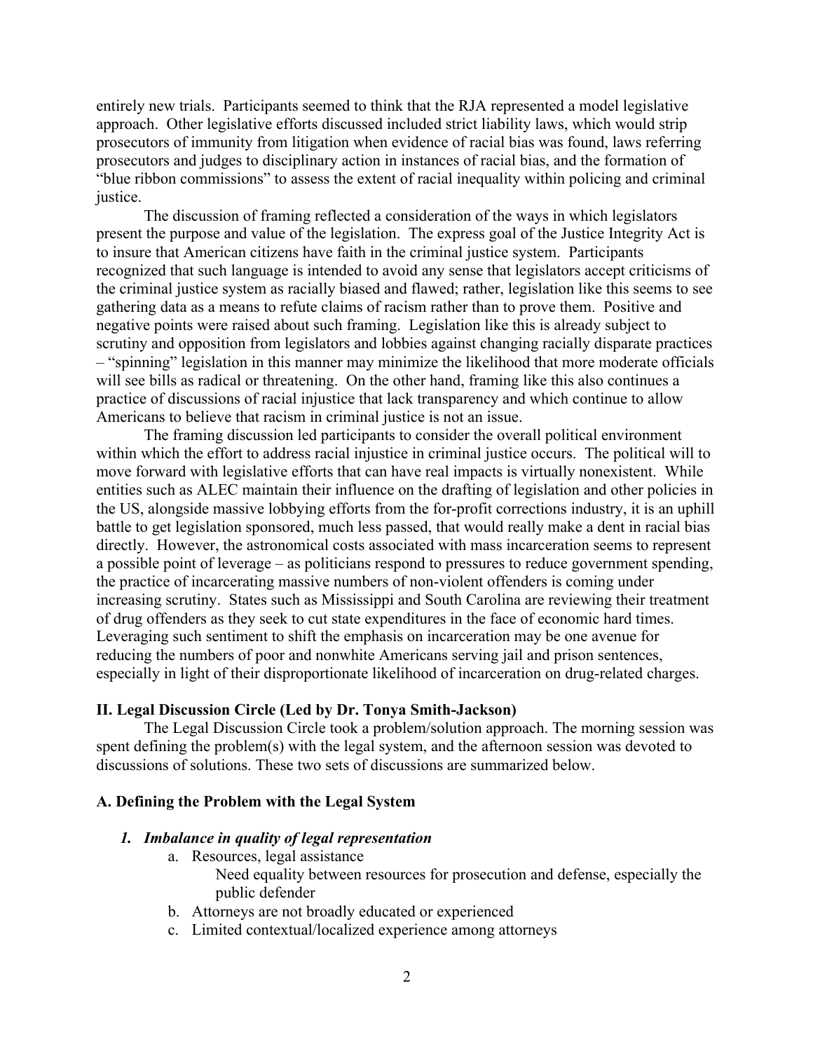entirely new trials. Participants seemed to think that the RJA represented a model legislative approach. Other legislative efforts discussed included strict liability laws, which would strip prosecutors of immunity from litigation when evidence of racial bias was found, laws referring prosecutors and judges to disciplinary action in instances of racial bias, and the formation of "blue ribbon commissions" to assess the extent of racial inequality within policing and criminal justice.

The discussion of framing reflected a consideration of the ways in which legislators present the purpose and value of the legislation. The express goal of the Justice Integrity Act is to insure that American citizens have faith in the criminal justice system. Participants recognized that such language is intended to avoid any sense that legislators accept criticisms of the criminal justice system as racially biased and flawed; rather, legislation like this seems to see gathering data as a means to refute claims of racism rather than to prove them. Positive and negative points were raised about such framing. Legislation like this is already subject to scrutiny and opposition from legislators and lobbies against changing racially disparate practices – "spinning" legislation in this manner may minimize the likelihood that more moderate officials will see bills as radical or threatening. On the other hand, framing like this also continues a practice of discussions of racial injustice that lack transparency and which continue to allow Americans to believe that racism in criminal justice is not an issue.

The framing discussion led participants to consider the overall political environment within which the effort to address racial injustice in criminal justice occurs. The political will to move forward with legislative efforts that can have real impacts is virtually nonexistent. While entities such as ALEC maintain their influence on the drafting of legislation and other policies in the US, alongside massive lobbying efforts from the for-profit corrections industry, it is an uphill battle to get legislation sponsored, much less passed, that would really make a dent in racial bias directly. However, the astronomical costs associated with mass incarceration seems to represent a possible point of leverage – as politicians respond to pressures to reduce government spending, the practice of incarcerating massive numbers of non-violent offenders is coming under increasing scrutiny. States such as Mississippi and South Carolina are reviewing their treatment of drug offenders as they seek to cut state expenditures in the face of economic hard times. Leveraging such sentiment to shift the emphasis on incarceration may be one avenue for reducing the numbers of poor and nonwhite Americans serving jail and prison sentences, especially in light of their disproportionate likelihood of incarceration on drug-related charges.

## II. Legal Discussion Circle (Led by Dr. Tonya Smith-Jackson)

The Legal Discussion Circle took a problem/solution approach. The morning session was spent defining the problem(s) with the legal system, and the afternoon session was devoted to discussions of solutions. These two sets of discussions are summarized below.

### A. Defining the Problem with the Legal System

1. ***Imbalance in quality of legal representation***
   a. Resources, legal assistance
      Need equality between resources for prosecution and defense, especially the public defender
   b. Attorneys are not broadly educated or experienced
   c. Limited contextual/localized experience among attorneys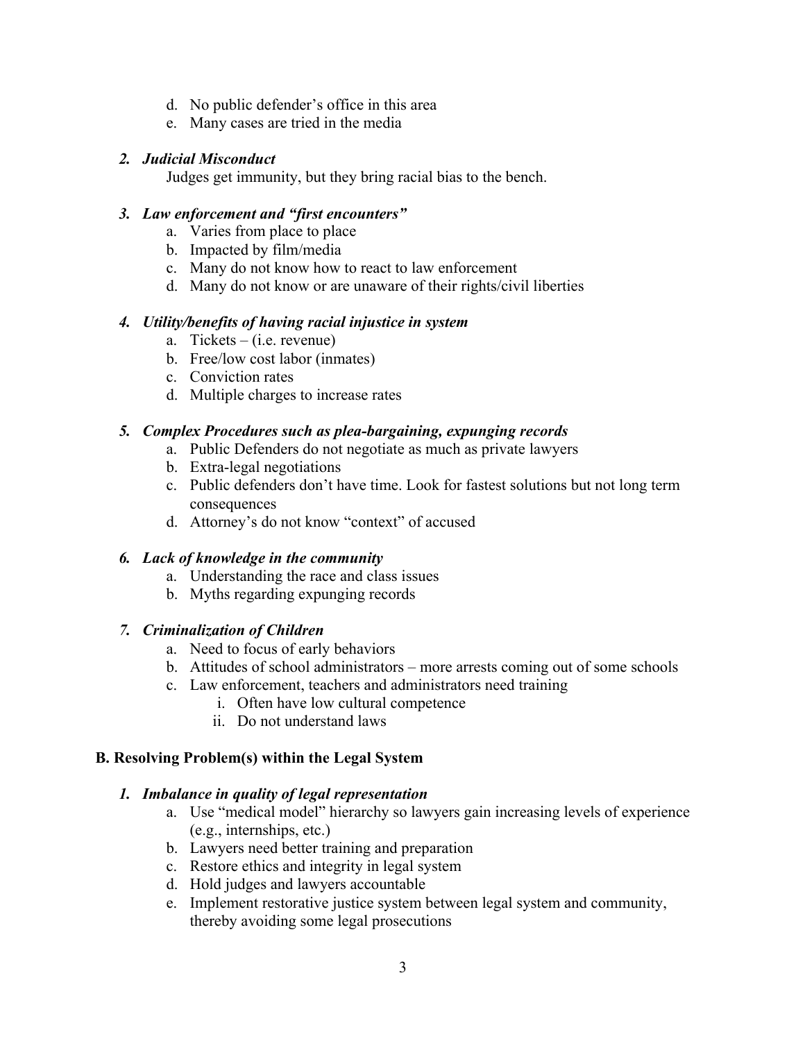d. No public defender's office in this area
e. Many cases are tried in the media

***2. Judicial Misconduct***

Judges get immunity, but they bring racial bias to the bench.

***3. Law enforcement and "first encounters"***

a. Varies from place to place
b. Impacted by film/media
c. Many do not know how to react to law enforcement
d. Many do not know or are unaware of their rights/civil liberties

***4. Utility/benefits of having racial injustice in system***

a. Tickets – (i.e. revenue)
b. Free/low cost labor (inmates)
c. Conviction rates
d. Multiple charges to increase rates

***5. Complex Procedures such as plea-bargaining, expunging records***

a. Public Defenders do not negotiate as much as private lawyers
b. Extra-legal negotiations
c. Public defenders don't have time. Look for fastest solutions but not long term consequences
d. Attorney's do not know "context" of accused

***6. Lack of knowledge in the community***

a. Understanding the race and class issues
b. Myths regarding expunging records

***7. Criminalization of Children***

a. Need to focus of early behaviors
b. Attitudes of school administrators – more arrests coming out of some schools
c. Law enforcement, teachers and administrators need training
   i. Often have low cultural competence
   ii. Do not understand laws

## B. Resolving Problem(s) within the Legal System

***1. Imbalance in quality of legal representation***

a. Use "medical model" hierarchy so lawyers gain increasing levels of experience (e.g., internships, etc.)
b. Lawyers need better training and preparation
c. Restore ethics and integrity in legal system
d. Hold judges and lawyers accountable
e. Implement restorative justice system between legal system and community, thereby avoiding some legal prosecutions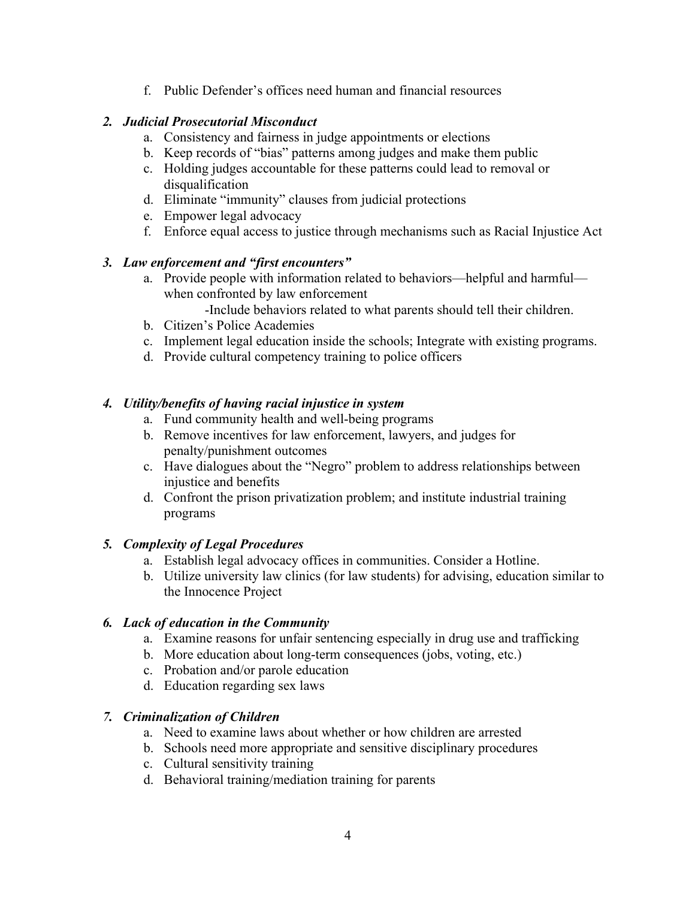f. Public Defender's offices need human and financial resources

2. ***Judicial Prosecutorial Misconduct***
    a. Consistency and fairness in judge appointments or elections
    b. Keep records of "bias" patterns among judges and make them public
    c. Holding judges accountable for these patterns could lead to removal or disqualification
    d. Eliminate "immunity" clauses from judicial protections
    e. Empower legal advocacy
    f. Enforce equal access to justice through mechanisms such as Racial Injustice Act

3. ***Law enforcement and "first encounters"***
    a. Provide people with information related to behaviors—helpful and harmful—when confronted by law enforcement
        -Include behaviors related to what parents should tell their children.
    b. Citizen's Police Academies
    c. Implement legal education inside the schools; Integrate with existing programs.
    d. Provide cultural competency training to police officers

4. ***Utility/benefits of having racial injustice in system***
    a. Fund community health and well-being programs
    b. Remove incentives for law enforcement, lawyers, and judges for penalty/punishment outcomes
    c. Have dialogues about the "Negro" problem to address relationships between injustice and benefits
    d. Confront the prison privatization problem; and institute industrial training programs

5. ***Complexity of Legal Procedures***
    a. Establish legal advocacy offices in communities. Consider a Hotline.
    b. Utilize university law clinics (for law students) for advising, education similar to the Innocence Project

6. ***Lack of education in the Community***
    a. Examine reasons for unfair sentencing especially in drug use and trafficking
    b. More education about long-term consequences (jobs, voting, etc.)
    c. Probation and/or parole education
    d. Education regarding sex laws

7. ***Criminalization of Children***
    a. Need to examine laws about whether or how children are arrested
    b. Schools need more appropriate and sensitive disciplinary procedures
    c. Cultural sensitivity training
    d. Behavioral training/mediation training for parents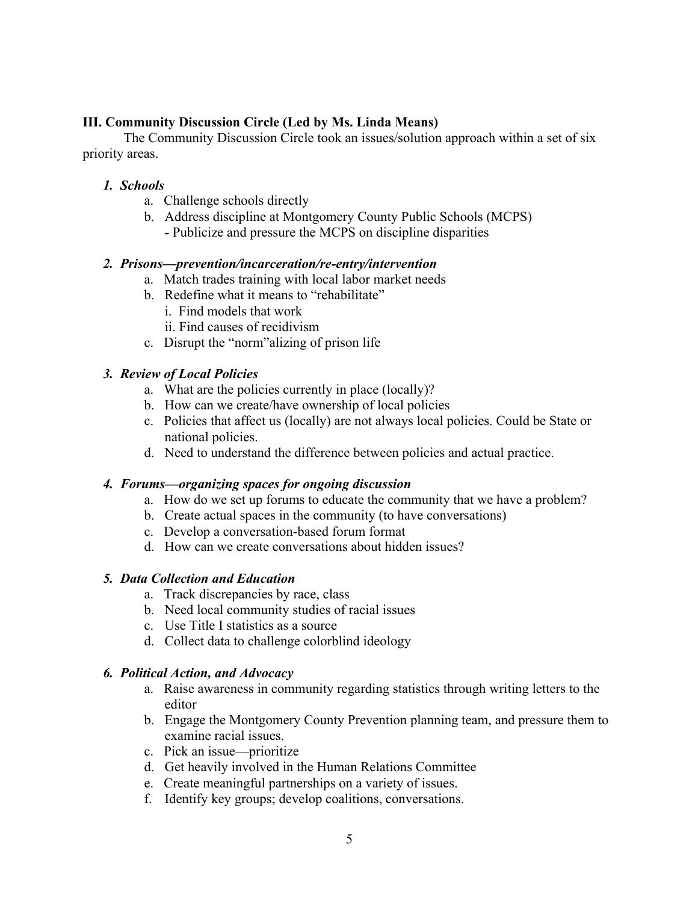### III. Community Discussion Circle (Led by Ms. Linda Means)

The Community Discussion Circle took an issues/solution approach within a set of six priority areas.

1. ***Schools***
   a. Challenge schools directly
   b. Address discipline at Montgomery County Public Schools (MCPS)
      - Publicize and pressure the MCPS on discipline disparities

2. ***Prisons—prevention/incarceration/re-entry/intervention***
   a. Match trades training with local labor market needs
   b. Redefine what it means to "rehabilitate"
      i. Find models that work
      ii. Find causes of recidivism
   c. Disrupt the "norm"alizing of prison life

3. ***Review of Local Policies***
   a. What are the policies currently in place (locally)?
   b. How can we create/have ownership of local policies
   c. Policies that affect us (locally) are not always local policies. Could be State or national policies.
   d. Need to understand the difference between policies and actual practice.

4. ***Forums—organizing spaces for ongoing discussion***
   a. How do we set up forums to educate the community that we have a problem?
   b. Create actual spaces in the community (to have conversations)
   c. Develop a conversation-based forum format
   d. How can we create conversations about hidden issues?

5. ***Data Collection and Education***
   a. Track discrepancies by race, class
   b. Need local community studies of racial issues
   c. Use Title I statistics as a source
   d. Collect data to challenge colorblind ideology

6. ***Political Action, and Advocacy***
   a. Raise awareness in community regarding statistics through writing letters to the editor
   b. Engage the Montgomery County Prevention planning team, and pressure them to examine racial issues.
   c. Pick an issue—prioritize
   d. Get heavily involved in the Human Relations Committee
   e. Create meaningful partnerships on a variety of issues.
   f. Identify key groups; develop coalitions, conversations.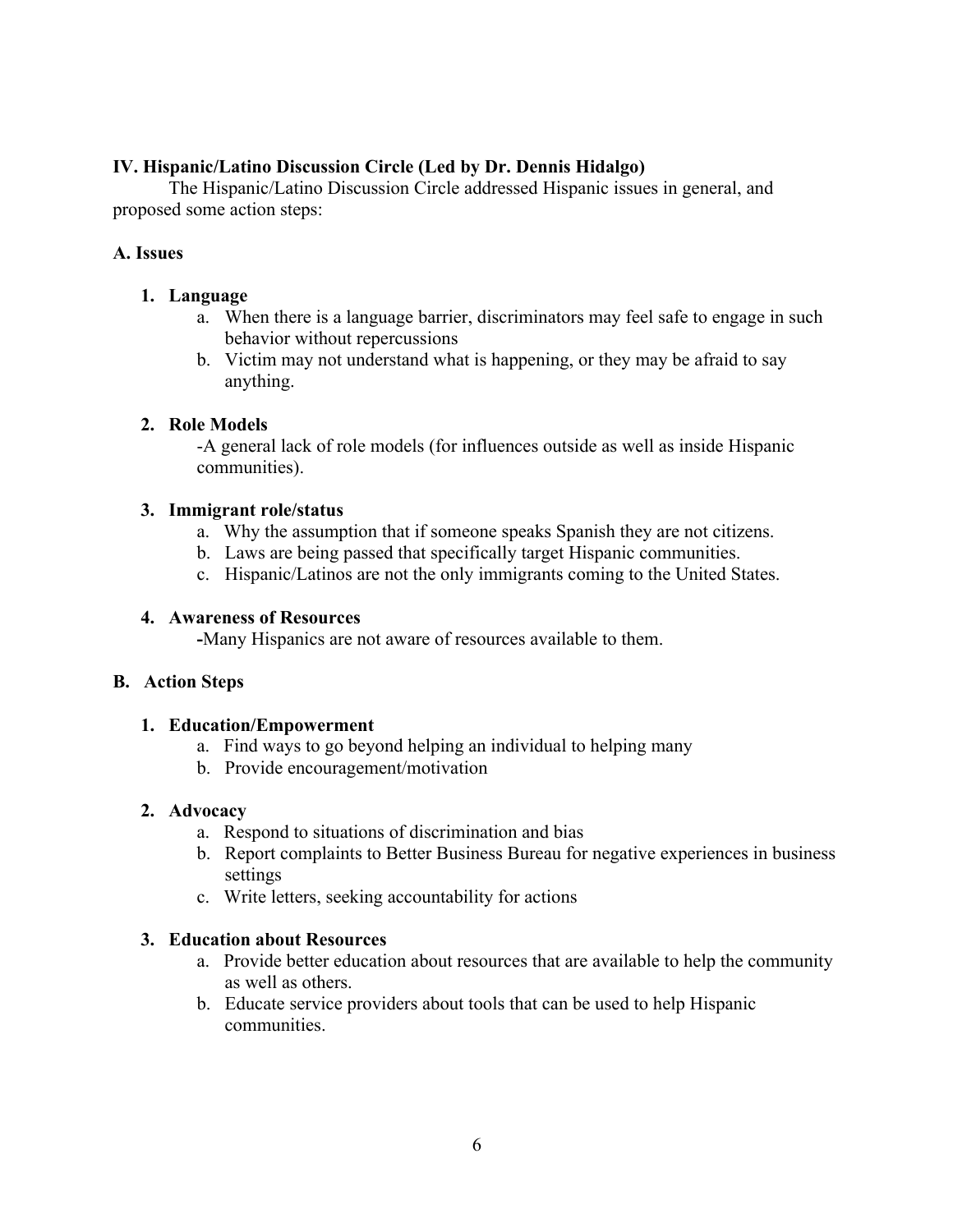### IV. Hispanic/Latino Discussion Circle (Led by Dr. Dennis Hidalgo)

The Hispanic/Latino Discussion Circle addressed Hispanic issues in general, and proposed some action steps:

#### A. Issues

1. **Language**
    a. When there is a language barrier, discriminators may feel safe to engage in such behavior without repercussions
    b. Victim may not understand what is happening, or they may be afraid to say anything.

2. **Role Models**
    -A general lack of role models (for influences outside as well as inside Hispanic communities).

3. **Immigrant role/status**
    a. Why the assumption that if someone speaks Spanish they are not citizens.
    b. Laws are being passed that specifically target Hispanic communities.
    c. Hispanic/Latinos are not the only immigrants coming to the United States.

4. **Awareness of Resources**
    **-**Many Hispanics are not aware of resources available to them.

#### B. Action Steps

1. **Education/Empowerment**
    a. Find ways to go beyond helping an individual to helping many
    b. Provide encouragement/motivation

2. **Advocacy**
    a. Respond to situations of discrimination and bias
    b. Report complaints to Better Business Bureau for negative experiences in business settings
    c. Write letters, seeking accountability for actions

3. **Education about Resources**
    a. Provide better education about resources that are available to help the community as well as others.
    b. Educate service providers about tools that can be used to help Hispanic communities.